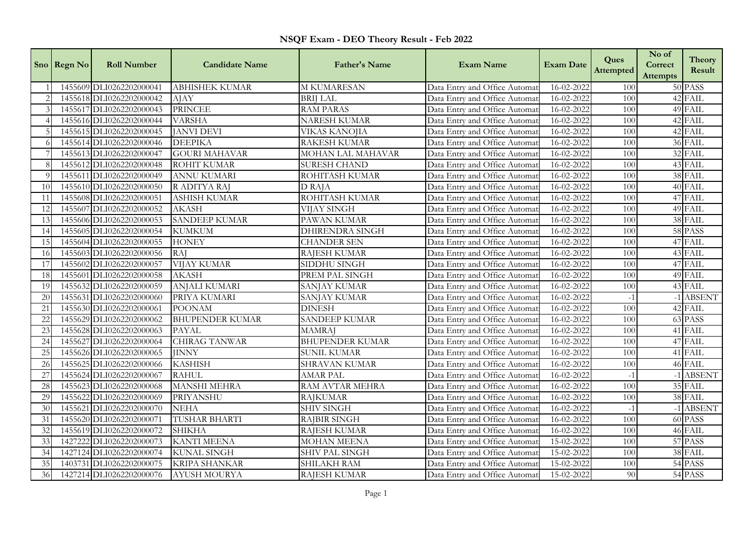# NSQF Exam - DEO Theory Result - Feb 2022

| Sno | Regn No | Roll Number | Candidate Name | Father's Name | Exam Name | Exam Date | Ques Attempted | No of Correct Attempts | Theory Result |
|---|---|---|---|---|---|---|---|---|---|
| 1 | 1455609 | DLI0262202000041 | ABHISHEK KUMAR | M KUMARESAN | Data Entry and Office Automat | 16-02-2022 | 100 | 50 | PASS |
| 2 | 1455618 | DLI0262202000042 | AJAY | BRIJ LAL | Data Entry and Office Automat | 16-02-2022 | 100 | 42 | FAIL |
| 3 | 1455617 | DLI0262202000043 | PRINCEE | RAM PARAS | Data Entry and Office Automat | 16-02-2022 | 100 | 49 | FAIL |
| 4 | 1455616 | DLI0262202000044 | VARSHA | NARESH KUMAR | Data Entry and Office Automat | 16-02-2022 | 100 | 42 | FAIL |
| 5 | 1455615 | DLI0262202000045 | JANVI DEVI | VIKAS KANOJIA | Data Entry and Office Automat | 16-02-2022 | 100 | 42 | FAIL |
| 6 | 1455614 | DLI0262202000046 | DEEPIKA | RAKESH KUMAR | Data Entry and Office Automat | 16-02-2022 | 100 | 36 | FAIL |
| 7 | 1455613 | DLI0262202000047 | GOURI MAHAVAR | MOHAN LAL MAHAVAR | Data Entry and Office Automat | 16-02-2022 | 100 | 32 | FAIL |
| 8 | 1455612 | DLI0262202000048 | ROHIT KUMAR | SURESH CHAND | Data Entry and Office Automat | 16-02-2022 | 100 | 43 | FAIL |
| 9 | 1455611 | DLI0262202000049 | ANNU KUMARI | ROHITASH KUMAR | Data Entry and Office Automat | 16-02-2022 | 100 | 38 | FAIL |
| 10 | 1455610 | DLI0262202000050 | R ADITYA RAJ | D RAJA | Data Entry and Office Automat | 16-02-2022 | 100 | 40 | FAIL |
| 11 | 1455608 | DLI0262202000051 | ASHISH KUMAR | ROHITASH KUMAR | Data Entry and Office Automat | 16-02-2022 | 100 | 47 | FAIL |
| 12 | 1455607 | DLI0262202000052 | AKASH | VIJAY SINGH | Data Entry and Office Automat | 16-02-2022 | 100 | 49 | FAIL |
| 13 | 1455606 | DLI0262202000053 | SANDEEP KUMAR | PAWAN KUMAR | Data Entry and Office Automat | 16-02-2022 | 100 | 38 | FAIL |
| 14 | 1455605 | DLI0262202000054 | KUMKUM | DHIRENDRA SINGH | Data Entry and Office Automat | 16-02-2022 | 100 | 58 | PASS |
| 15 | 1455604 | DLI0262202000055 | HONEY | CHANDER SEN | Data Entry and Office Automat | 16-02-2022 | 100 | 47 | FAIL |
| 16 | 1455603 | DLI0262202000056 | RAJ | RAJESH KUMAR | Data Entry and Office Automat | 16-02-2022 | 100 | 43 | FAIL |
| 17 | 1455602 | DLI0262202000057 | VIJAY KUMAR | SIDDHU SINGH | Data Entry and Office Automat | 16-02-2022 | 100 | 47 | FAIL |
| 18 | 1455601 | DLI0262202000058 | AKASH | PREM PAL SINGH | Data Entry and Office Automat | 16-02-2022 | 100 | 49 | FAIL |
| 19 | 1455632 | DLI0262202000059 | ANJALI KUMARI | SANJAY KUMAR | Data Entry and Office Automat | 16-02-2022 | 100 | 43 | FAIL |
| 20 | 1455631 | DLI0262202000060 | PRIYA KUMARI | SANJAY KUMAR | Data Entry and Office Automat | 16-02-2022 | -1 | -1 | ABSENT |
| 21 | 1455630 | DLI0262202000061 | POONAM | DINESH | Data Entry and Office Automat | 16-02-2022 | 100 | 42 | FAIL |
| 22 | 1455629 | DLI0262202000062 | BHUPENDER KUMAR | SANDEEP KUMAR | Data Entry and Office Automat | 16-02-2022 | 100 | 63 | PASS |
| 23 | 1455628 | DLI0262202000063 | PAYAL | MAMRAJ | Data Entry and Office Automat | 16-02-2022 | 100 | 41 | FAIL |
| 24 | 1455627 | DLI0262202000064 | CHIRAG TANWAR | BHUPENDER KUMAR | Data Entry and Office Automat | 16-02-2022 | 100 | 47 | FAIL |
| 25 | 1455626 | DLI0262202000065 | JINNY | SUNIL KUMAR | Data Entry and Office Automat | 16-02-2022 | 100 | 41 | FAIL |
| 26 | 1455625 | DLI0262202000066 | KASHISH | SHRAVAN KUMAR | Data Entry and Office Automat | 16-02-2022 | 100 | 46 | FAIL |
| 27 | 1455624 | DLI0262202000067 | RAHUL | AMAR PAL | Data Entry and Office Automat | 16-02-2022 | -1 | -1 | ABSENT |
| 28 | 1455623 | DLI0262202000068 | MANSHI MEHRA | RAM AVTAR MEHRA | Data Entry and Office Automat | 16-02-2022 | 100 | 35 | FAIL |
| 29 | 1455622 | DLI0262202000069 | PRIYANSHU | RAJKUMAR | Data Entry and Office Automat | 16-02-2022 | 100 | 38 | FAIL |
| 30 | 1455621 | DLI0262202000070 | NEHA | SHIV SINGH | Data Entry and Office Automat | 16-02-2022 | -1 | -1 | ABSENT |
| 31 | 1455620 | DLI0262202000071 | TUSHAR BHARTI | RAJBIR SINGH | Data Entry and Office Automat | 16-02-2022 | 100 | 60 | PASS |
| 32 | 1455619 | DLI0262202000072 | SHIKHA | RAJESH KUMAR | Data Entry and Office Automat | 16-02-2022 | 100 | 46 | FAIL |
| 33 | 1427222 | DLI0262202000073 | KANTI MEENA | MOHAN MEENA | Data Entry and Office Automat | 15-02-2022 | 100 | 57 | PASS |
| 34 | 1427124 | DLI0262202000074 | KUNAL SINGH | SHIV PAL SINGH | Data Entry and Office Automat | 15-02-2022 | 100 | 38 | FAIL |
| 35 | 1403731 | DLI0262202000075 | KRIPA SHANKAR | SHILAKH RAM | Data Entry and Office Automat | 15-02-2022 | 100 | 54 | PASS |
| 36 | 1427214 | DLI0262202000076 | AYUSH MOURYA | RAJESH KUMAR | Data Entry and Office Automat | 15-02-2022 | 90 | 54 | PASS |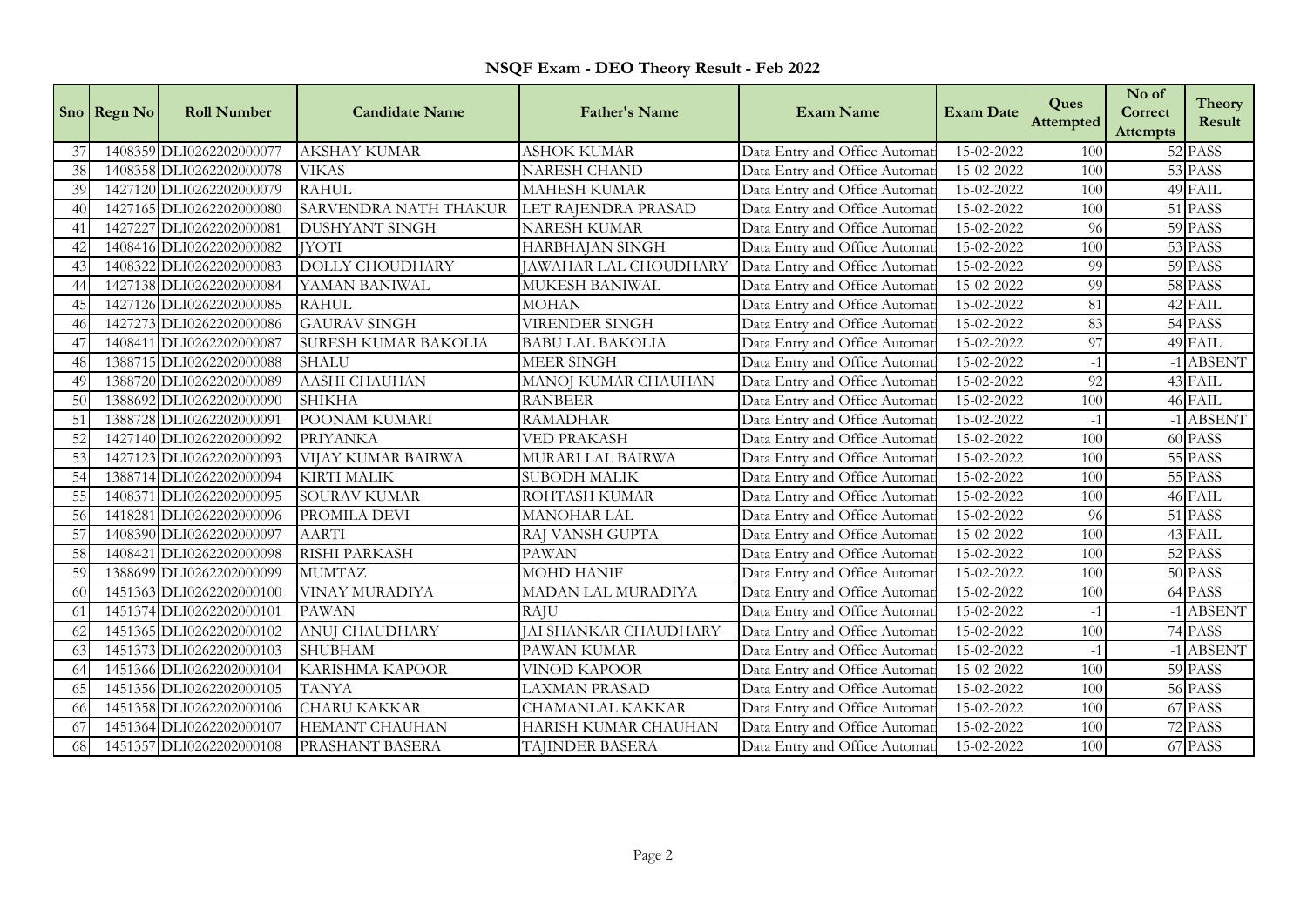# NSQF Exam - DEO Theory Result - Feb 2022

| Sno | Regn No | Roll Number | Candidate Name | Father's Name | Exam Name | Exam Date | Ques Attempted | No of Correct Attempts | Theory Result |
|---|---|---|---|---|---|---|---|---|---|
| 37 | 1408359 | DLI0262202000077 | AKSHAY KUMAR | ASHOK KUMAR | Data Entry and Office Automat | 15-02-2022 | 100 | 52 | PASS |
| 38 | 1408358 | DLI0262202000078 | VIKAS | NARESH CHAND | Data Entry and Office Automat | 15-02-2022 | 100 | 53 | PASS |
| 39 | 1427120 | DLI0262202000079 | RAHUL | MAHESH KUMAR | Data Entry and Office Automat | 15-02-2022 | 100 | 49 | FAIL |
| 40 | 1427165 | DLI0262202000080 | SARVENDRA NATH THAKUR | LET RAJENDRA PRASAD | Data Entry and Office Automat | 15-02-2022 | 100 | 51 | PASS |
| 41 | 1427227 | DLI0262202000081 | DUSHYANT SINGH | NARESH KUMAR | Data Entry and Office Automat | 15-02-2022 | 96 | 59 | PASS |
| 42 | 1408416 | DLI0262202000082 | JYOTI | HARBHAJAN SINGH | Data Entry and Office Automat | 15-02-2022 | 100 | 53 | PASS |
| 43 | 1408322 | DLI0262202000083 | DOLLY CHOUDHARY | JAWAHAR LAL CHOUDHARY | Data Entry and Office Automat | 15-02-2022 | 99 | 59 | PASS |
| 44 | 1427138 | DLI0262202000084 | YAMAN BANIWAL | MUKESH BANIWAL | Data Entry and Office Automat | 15-02-2022 | 99 | 58 | PASS |
| 45 | 1427126 | DLI0262202000085 | RAHUL | MOHAN | Data Entry and Office Automat | 15-02-2022 | 81 | 42 | FAIL |
| 46 | 1427273 | DLI0262202000086 | GAURAV SINGH | VIRENDER SINGH | Data Entry and Office Automat | 15-02-2022 | 83 | 54 | PASS |
| 47 | 1408411 | DLI0262202000087 | SURESH KUMAR BAKOLIA | BABU LAL BAKOLIA | Data Entry and Office Automat | 15-02-2022 | 97 | 49 | FAIL |
| 48 | 1388715 | DLI0262202000088 | SHALU | MEER SINGH | Data Entry and Office Automat | 15-02-2022 | -1 | -1 | ABSENT |
| 49 | 1388720 | DLI0262202000089 | AASHI CHAUHAN | MANOJ KUMAR CHAUHAN | Data Entry and Office Automat | 15-02-2022 | 92 | 43 | FAIL |
| 50 | 1388692 | DLI0262202000090 | SHIKHA | RANBEER | Data Entry and Office Automat | 15-02-2022 | 100 | 46 | FAIL |
| 51 | 1388728 | DLI0262202000091 | POONAM KUMARI | RAMADHAR | Data Entry and Office Automat | 15-02-2022 | -1 | -1 | ABSENT |
| 52 | 1427140 | DLI0262202000092 | PRIYANKA | VED PRAKASH | Data Entry and Office Automat | 15-02-2022 | 100 | 60 | PASS |
| 53 | 1427123 | DLI0262202000093 | VIJAY KUMAR BAIRWA | MURARI LAL BAIRWA | Data Entry and Office Automat | 15-02-2022 | 100 | 55 | PASS |
| 54 | 1388714 | DLI0262202000094 | KIRTI MALIK | SUBODH MALIK | Data Entry and Office Automat | 15-02-2022 | 100 | 55 | PASS |
| 55 | 1408371 | DLI0262202000095 | SOURAV KUMAR | ROHTASH KUMAR | Data Entry and Office Automat | 15-02-2022 | 100 | 46 | FAIL |
| 56 | 1418281 | DLI0262202000096 | PROMILA DEVI | MANOHAR LAL | Data Entry and Office Automat | 15-02-2022 | 96 | 51 | PASS |
| 57 | 1408390 | DLI0262202000097 | AARTI | RAJ VANSH GUPTA | Data Entry and Office Automat | 15-02-2022 | 100 | 43 | FAIL |
| 58 | 1408421 | DLI0262202000098 | RISHI PARKASH | PAWAN | Data Entry and Office Automat | 15-02-2022 | 100 | 52 | PASS |
| 59 | 1388699 | DLI0262202000099 | MUMTAZ | MOHD HANIF | Data Entry and Office Automat | 15-02-2022 | 100 | 50 | PASS |
| 60 | 1451363 | DLI0262202000100 | VINAY MURADIYA | MADAN LAL MURADIYA | Data Entry and Office Automat | 15-02-2022 | 100 | 64 | PASS |
| 61 | 1451374 | DLI0262202000101 | PAWAN | RAJU | Data Entry and Office Automat | 15-02-2022 | -1 | -1 | ABSENT |
| 62 | 1451365 | DLI0262202000102 | ANUJ CHAUDHARY | JAI SHANKAR CHAUDHARY | Data Entry and Office Automat | 15-02-2022 | 100 | 74 | PASS |
| 63 | 1451373 | DLI0262202000103 | SHUBHAM | PAWAN KUMAR | Data Entry and Office Automat | 15-02-2022 | -1 | -1 | ABSENT |
| 64 | 1451366 | DLI0262202000104 | KARISHMA KAPOOR | VINOD KAPOOR | Data Entry and Office Automat | 15-02-2022 | 100 | 59 | PASS |
| 65 | 1451356 | DLI0262202000105 | TANYA | LAXMAN PRASAD | Data Entry and Office Automat | 15-02-2022 | 100 | 56 | PASS |
| 66 | 1451358 | DLI0262202000106 | CHARU KAKKAR | CHAMANLAL KAKKAR | Data Entry and Office Automat | 15-02-2022 | 100 | 67 | PASS |
| 67 | 1451364 | DLI0262202000107 | HEMANT CHAUHAN | HARISH KUMAR CHAUHAN | Data Entry and Office Automat | 15-02-2022 | 100 | 72 | PASS |
| 68 | 1451357 | DLI0262202000108 | PRASHANT BASERA | TAJINDER BASERA | Data Entry and Office Automat | 15-02-2022 | 100 | 67 | PASS |